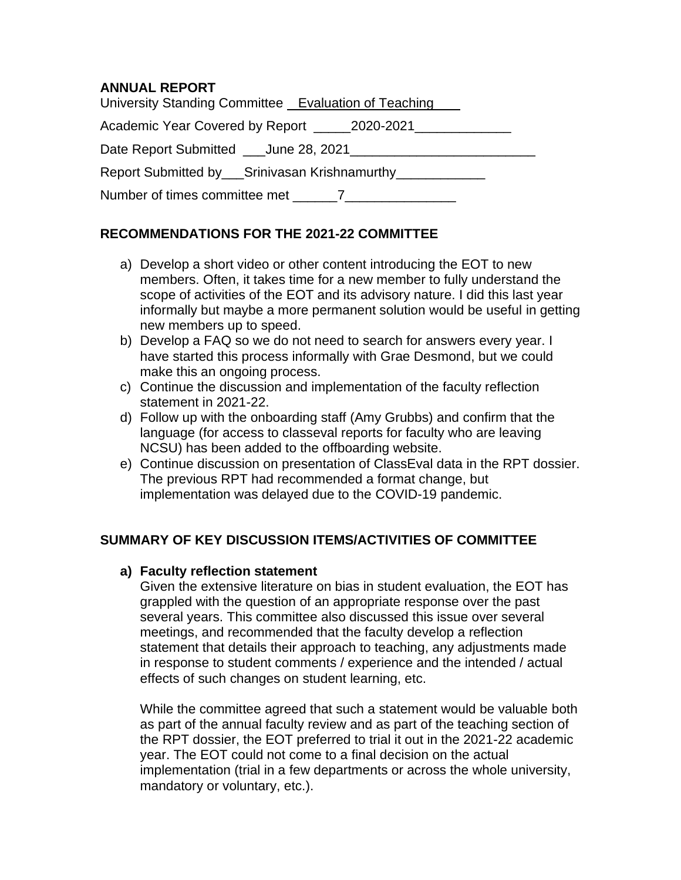# ANNUAL REPORT

University Standing Committee Evaluation of Teaching

Academic Year Covered by Report 2020-2021

Date Report Submitted June 28, 2021

Report Submitted by Srinivasan Krishnamurthy

Number of times committee met 7

## RECOMMENDATIONS FOR THE 2021-22 COMMITTEE

a) Develop a short video or other content introducing the EOT to new members. Often, it takes time for a new member to fully understand the scope of activities of the EOT and its advisory nature. I did this last year informally but maybe a more permanent solution would be useful in getting new members up to speed.

b) Develop a FAQ so we do not need to search for answers every year. I have started this process informally with Grae Desmond, but we could make this an ongoing process.

c) Continue the discussion and implementation of the faculty reflection statement in 2021-22.

d) Follow up with the onboarding staff (Amy Grubbs) and confirm that the language (for access to classeval reports for faculty who are leaving NCSU) has been added to the offboarding website.

e) Continue discussion on presentation of ClassEval data in the RPT dossier. The previous RPT had recommended a format change, but implementation was delayed due to the COVID-19 pandemic.

## SUMMARY OF KEY DISCUSSION ITEMS/ACTIVITIES OF COMMITTEE

### a) Faculty reflection statement

Given the extensive literature on bias in student evaluation, the EOT has grappled with the question of an appropriate response over the past several years. This committee also discussed this issue over several meetings, and recommended that the faculty develop a reflection statement that details their approach to teaching, any adjustments made in response to student comments / experience and the intended / actual effects of such changes on student learning, etc.

While the committee agreed that such a statement would be valuable both as part of the annual faculty review and as part of the teaching section of the RPT dossier, the EOT preferred to trial it out in the 2021-22 academic year. The EOT could not come to a final decision on the actual implementation (trial in a few departments or across the whole university, mandatory or voluntary, etc.).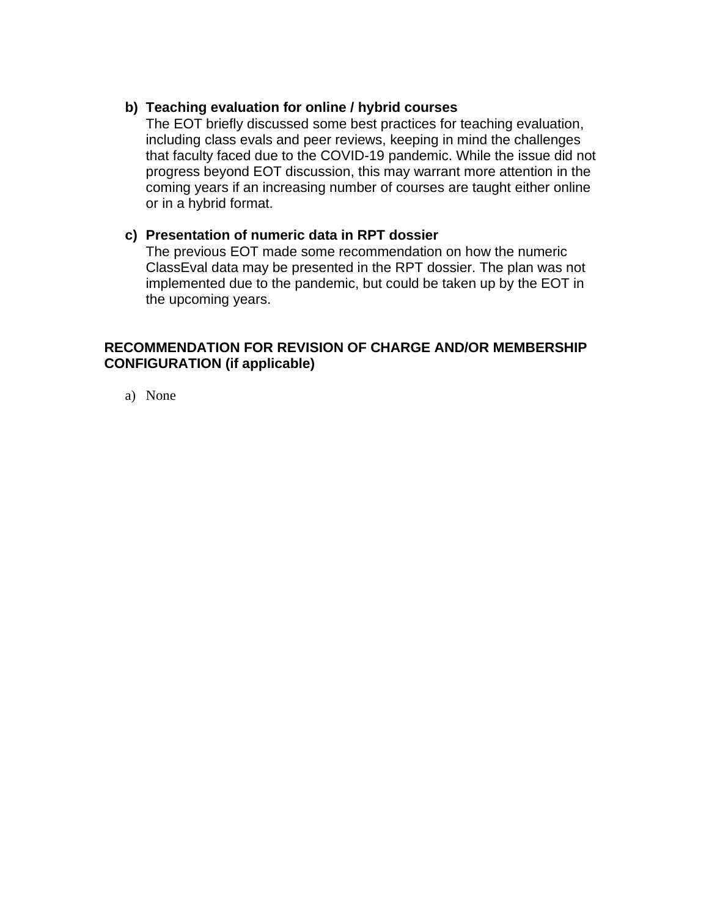b) **Teaching evaluation for online / hybrid courses**
   The EOT briefly discussed some best practices for teaching evaluation, including class evals and peer reviews, keeping in mind the challenges that faculty faced due to the COVID-19 pandemic. While the issue did not progress beyond EOT discussion, this may warrant more attention in the coming years if an increasing number of courses are taught either online or in a hybrid format.

c) **Presentation of numeric data in RPT dossier**
   The previous EOT made some recommendation on how the numeric ClassEval data may be presented in the RPT dossier. The plan was not implemented due to the pandemic, but could be taken up by the EOT in the upcoming years.

**RECOMMENDATION FOR REVISION OF CHARGE AND/OR MEMBERSHIP CONFIGURATION (if applicable)**

a) None